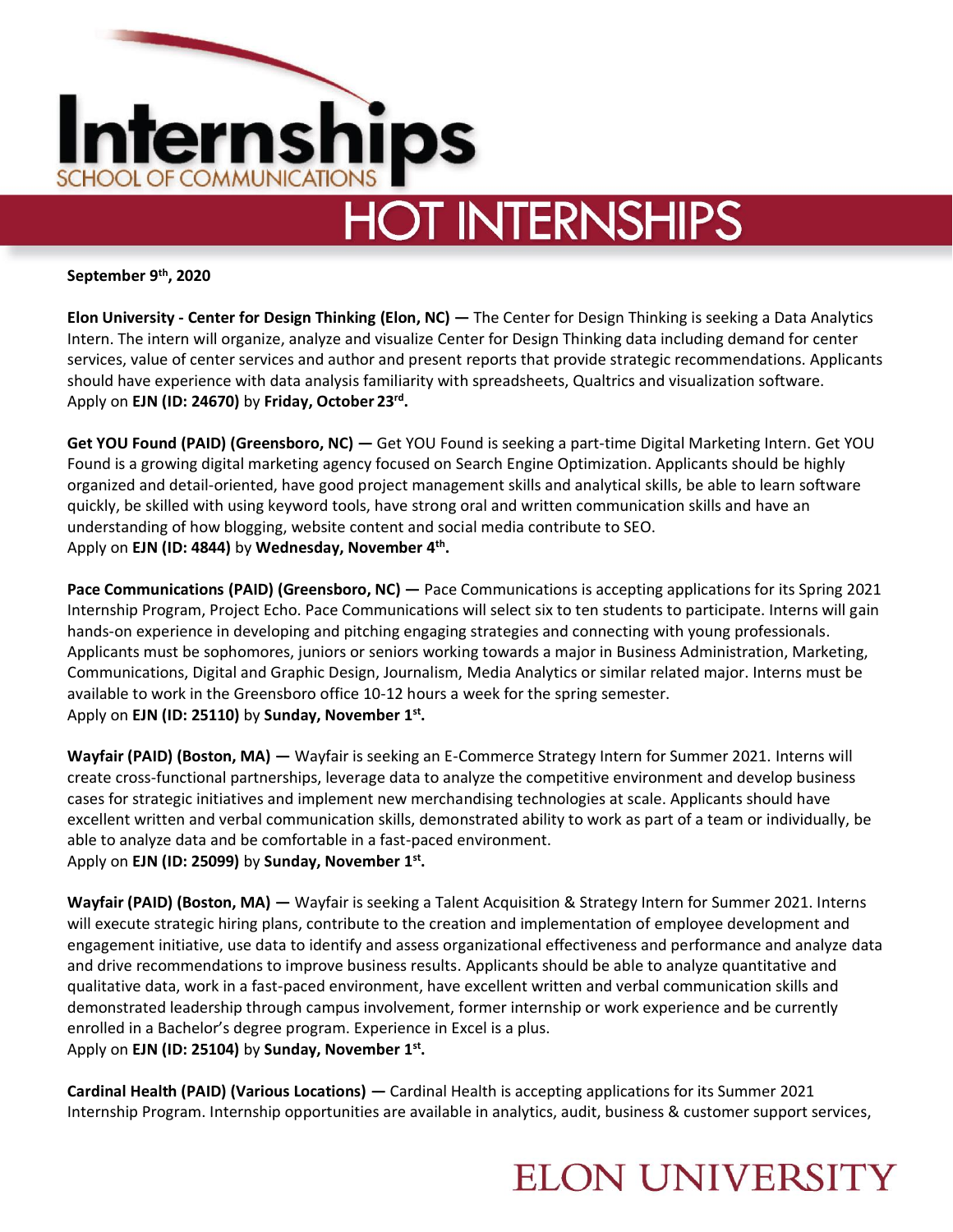# Internships
SCHOOL OF COMMUNICATIONS

## HOT INTERNSHIPS

**September 9th, 2020**

**Elon University - Center for Design Thinking (Elon, NC) —** The Center for Design Thinking is seeking a Data Analytics Intern. The intern will organize, analyze and visualize Center for Design Thinking data including demand for center services, value of center services and author and present reports that provide strategic recommendations. Applicants should have experience with data analysis familiarity with spreadsheets, Qualtrics and visualization software.
Apply on **EJN (ID: 24670)** by **Friday, October 23rd.**

**Get YOU Found (PAID) (Greensboro, NC) —** Get YOU Found is seeking a part-time Digital Marketing Intern. Get YOU Found is a growing digital marketing agency focused on Search Engine Optimization. Applicants should be highly organized and detail-oriented, have good project management skills and analytical skills, be able to learn software quickly, be skilled with using keyword tools, have strong oral and written communication skills and have an understanding of how blogging, website content and social media contribute to SEO.
Apply on **EJN (ID: 4844)** by **Wednesday, November 4th.**

**Pace Communications (PAID) (Greensboro, NC) —** Pace Communications is accepting applications for its Spring 2021 Internship Program, Project Echo. Pace Communications will select six to ten students to participate. Interns will gain hands-on experience in developing and pitching engaging strategies and connecting with young professionals. Applicants must be sophomores, juniors or seniors working towards a major in Business Administration, Marketing, Communications, Digital and Graphic Design, Journalism, Media Analytics or similar related major. Interns must be available to work in the Greensboro office 10-12 hours a week for the spring semester.
Apply on **EJN (ID: 25110)** by **Sunday, November 1st.**

**Wayfair (PAID) (Boston, MA) —** Wayfair is seeking an E-Commerce Strategy Intern for Summer 2021. Interns will create cross-functional partnerships, leverage data to analyze the competitive environment and develop business cases for strategic initiatives and implement new merchandising technologies at scale. Applicants should have excellent written and verbal communication skills, demonstrated ability to work as part of a team or individually, be able to analyze data and be comfortable in a fast-paced environment.
Apply on **EJN (ID: 25099)** by **Sunday, November 1st.**

**Wayfair (PAID) (Boston, MA) —** Wayfair is seeking a Talent Acquisition & Strategy Intern for Summer 2021. Interns will execute strategic hiring plans, contribute to the creation and implementation of employee development and engagement initiative, use data to identify and assess organizational effectiveness and performance and analyze data and drive recommendations to improve business results. Applicants should be able to analyze quantitative and qualitative data, work in a fast-paced environment, have excellent written and verbal communication skills and demonstrated leadership through campus involvement, former internship or work experience and be currently enrolled in a Bachelor's degree program. Experience in Excel is a plus.
Apply on **EJN (ID: 25104)** by **Sunday, November 1st.**

**Cardinal Health (PAID) (Various Locations) —** Cardinal Health is accepting applications for its Summer 2021 Internship Program. Internship opportunities are available in analytics, audit, business & customer support services,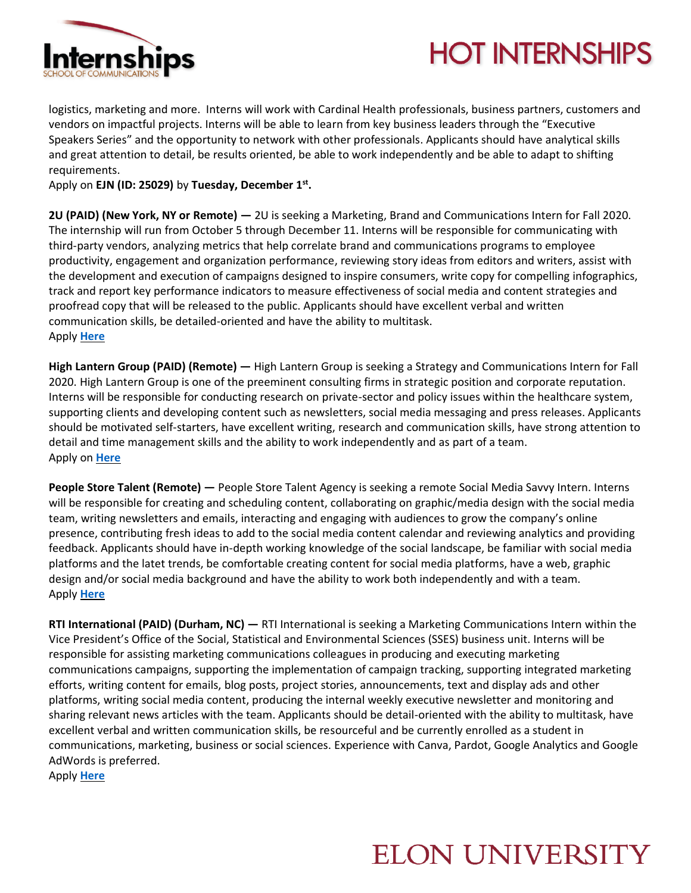logistics, marketing and more.  Interns will work with Cardinal Health professionals, business partners, customers and vendors on impactful projects. Interns will be able to learn from key business leaders through the "Executive Speakers Series" and the opportunity to network with other professionals. Applicants should have analytical skills and great attention to detail, be results oriented, be able to work independently and be able to adapt to shifting requirements.
Apply on **EJN (ID: 25029)** by **Tuesday, December 1st.**

**2U (PAID) (New York, NY or Remote) —** 2U is seeking a Marketing, Brand and Communications Intern for Fall 2020. The internship will run from October 5 through December 11. Interns will be responsible for communicating with third-party vendors, analyzing metrics that help correlate brand and communications programs to employee productivity, engagement and organization performance, reviewing story ideas from editors and writers, assist with the development and execution of campaigns designed to inspire consumers, write copy for compelling infographics, track and report key performance indicators to measure effectiveness of social media and content strategies and proofread copy that will be released to the public. Applicants should have excellent verbal and written communication skills, be detailed-oriented and have the ability to multitask.
Apply **Here**

**High Lantern Group (PAID) (Remote) —** High Lantern Group is seeking a Strategy and Communications Intern for Fall 2020. High Lantern Group is one of the preeminent consulting firms in strategic position and corporate reputation. Interns will be responsible for conducting research on private-sector and policy issues within the healthcare system, supporting clients and developing content such as newsletters, social media messaging and press releases. Applicants should be motivated self-starters, have excellent writing, research and communication skills, have strong attention to detail and time management skills and the ability to work independently and as part of a team.
Apply on **Here**

**People Store Talent (Remote) —** People Store Talent Agency is seeking a remote Social Media Savvy Intern. Interns will be responsible for creating and scheduling content, collaborating on graphic/media design with the social media team, writing newsletters and emails, interacting and engaging with audiences to grow the company's online presence, contributing fresh ideas to add to the social media content calendar and reviewing analytics and providing feedback. Applicants should have in-depth working knowledge of the social landscape, be familiar with social media platforms and the latet trends, be comfortable creating content for social media platforms, have a web, graphic design and/or social media background and have the ability to work both independently and with a team.
Apply **Here**

**RTI International (PAID) (Durham, NC) —** RTI International is seeking a Marketing Communications Intern within the Vice President's Office of the Social, Statistical and Environmental Sciences (SSES) business unit. Interns will be responsible for assisting marketing communications colleagues in producing and executing marketing communications campaigns, supporting the implementation of campaign tracking, supporting integrated marketing efforts, writing content for emails, blog posts, project stories, announcements, text and display ads and other platforms, writing social media content, producing the internal weekly executive newsletter and monitoring and sharing relevant news articles with the team. Applicants should be detail-oriented with the ability to multitask, have excellent verbal and written communication skills, be resourceful and be currently enrolled as a student in communications, marketing, business or social sciences. Experience with Canva, Pardot, Google Analytics and Google AdWords is preferred.
Apply **Here**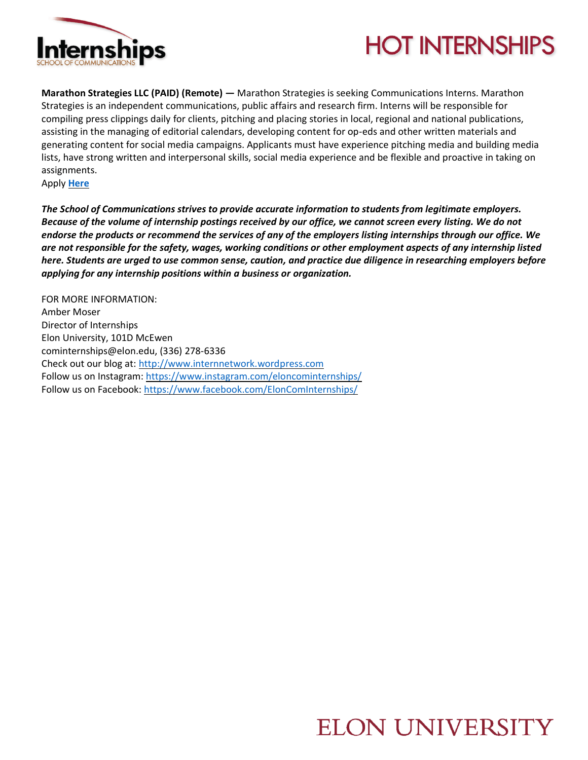**Marathon Strategies LLC (PAID) (Remote) —** Marathon Strategies is seeking Communications Interns. Marathon Strategies is an independent communications, public affairs and research firm. Interns will be responsible for compiling press clippings daily for clients, pitching and placing stories in local, regional and national publications, assisting in the managing of editorial calendars, developing content for op-eds and other written materials and generating content for social media campaigns. Applicants must have experience pitching media and building media lists, have strong written and interpersonal skills, social media experience and be flexible and proactive in taking on assignments.
Apply **Here**

***The School of Communications strives to provide accurate information to students from legitimate employers. Because of the volume of internship postings received by our office, we cannot screen every listing. We do not endorse the products or recommend the services of any of the employers listing internships through our office. We are not responsible for the safety, wages, working conditions or other employment aspects of any internship listed here. Students are urged to use common sense, caution, and practice due diligence in researching employers before applying for any internship positions within a business or organization.***

FOR MORE INFORMATION:
Amber Moser
Director of Internships
Elon University, 101D McEwen
cominternships@elon.edu, (336) 278-6336
Check out our blog at: http://www.internnetwork.wordpress.com
Follow us on Instagram: https://www.instagram.com/eloncominternships/
Follow us on Facebook: https://www.facebook.com/ElonComInternships/